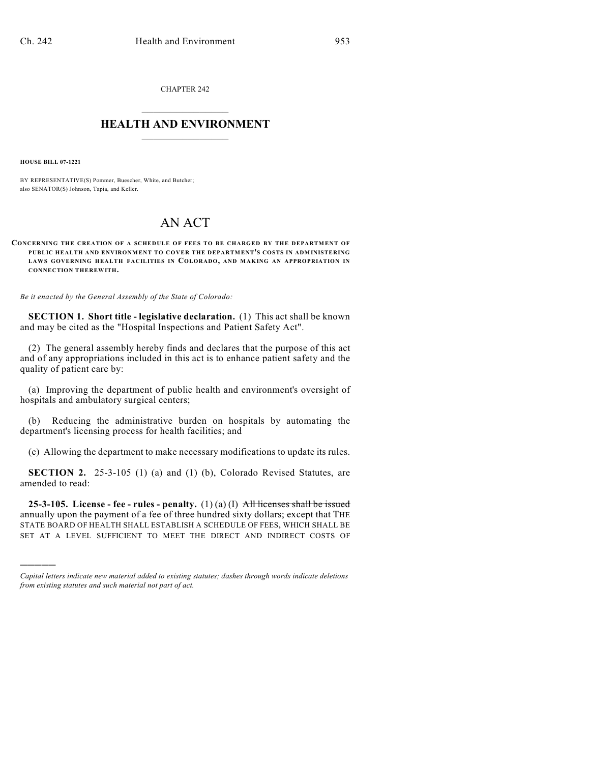CHAPTER 242

# HEALTH AND ENVIRONMENT

**HOUSE BILL 07-1221**

BY REPRESENTATIVE(S) Pommer, Buescher, White, and Butcher;
also SENATOR(S) Johnson, Tapia, and Keller.

# AN ACT

**CONCERNING THE CREATION OF A SCHEDULE OF FEES TO BE CHARGED BY THE DEPARTMENT OF PUBLIC HEALTH AND ENVIRONMENT TO COVER THE DEPARTMENT'S COSTS IN ADMINISTERING LAWS GOVERNING HEALTH FACILITIES IN COLORADO, AND MAKING AN APPROPRIATION IN CONNECTION THEREWITH.**

*Be it enacted by the General Assembly of the State of Colorado:*

**SECTION 1. Short title - legislative declaration.** (1) This act shall be known and may be cited as the "Hospital Inspections and Patient Safety Act".

(2) The general assembly hereby finds and declares that the purpose of this act and of any appropriations included in this act is to enhance patient safety and the quality of patient care by:

(a) Improving the department of public health and environment's oversight of hospitals and ambulatory surgical centers;

(b) Reducing the administrative burden on hospitals by automating the department's licensing process for health facilities; and

(c) Allowing the department to make necessary modifications to update its rules.

**SECTION 2.** 25-3-105 (1) (a) and (1) (b), Colorado Revised Statutes, are amended to read:

**25-3-105. License - fee - rules - penalty.** (1) (a) (I) ~~All licenses shall be issued annually upon the payment of a fee of three hundred sixty dollars; except that~~ THE STATE BOARD OF HEALTH SHALL ESTABLISH A SCHEDULE OF FEES, WHICH SHALL BE SET AT A LEVEL SUFFICIENT TO MEET THE DIRECT AND INDIRECT COSTS OF

---

*Capital letters indicate new material added to existing statutes; dashes through words indicate deletions from existing statutes and such material not part of act.*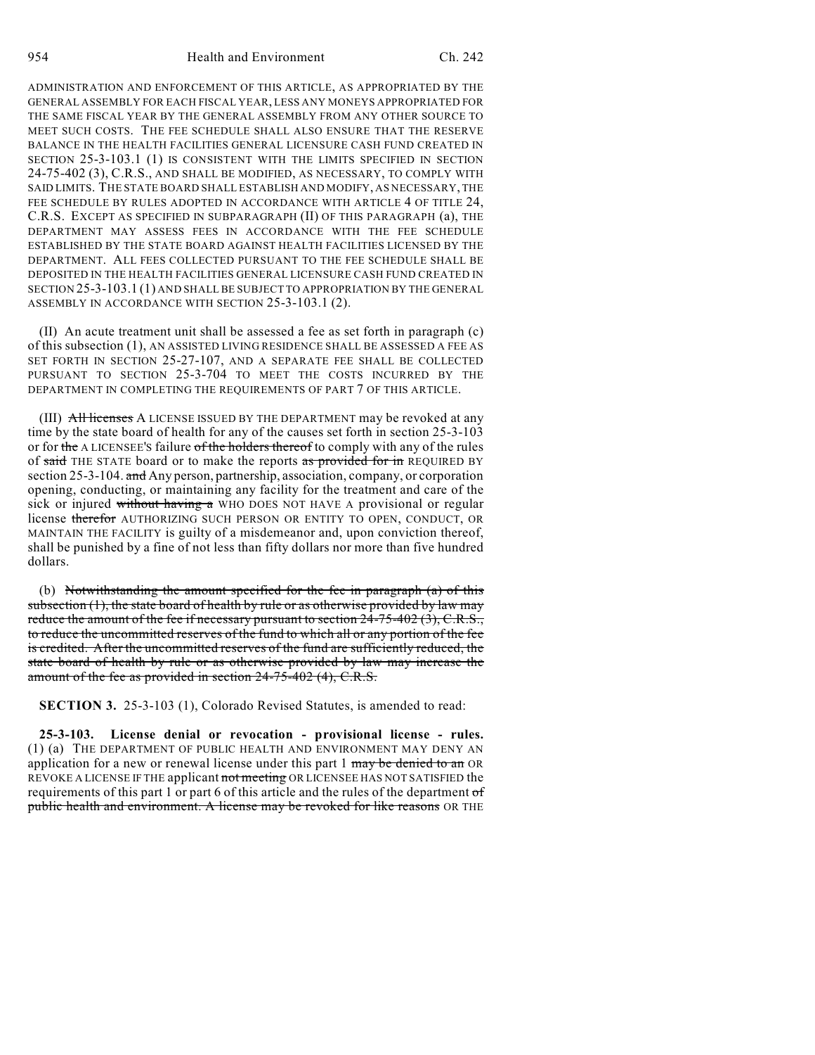ADMINISTRATION AND ENFORCEMENT OF THIS ARTICLE, AS APPROPRIATED BY THE GENERAL ASSEMBLY FOR EACH FISCAL YEAR, LESS ANY MONEYS APPROPRIATED FOR THE SAME FISCAL YEAR BY THE GENERAL ASSEMBLY FROM ANY OTHER SOURCE TO MEET SUCH COSTS. THE FEE SCHEDULE SHALL ALSO ENSURE THAT THE RESERVE BALANCE IN THE HEALTH FACILITIES GENERAL LICENSURE CASH FUND CREATED IN SECTION 25-3-103.1 (1) IS CONSISTENT WITH THE LIMITS SPECIFIED IN SECTION 24-75-402 (3), C.R.S., AND SHALL BE MODIFIED, AS NECESSARY, TO COMPLY WITH SAID LIMITS. THE STATE BOARD SHALL ESTABLISH AND MODIFY, AS NECESSARY, THE FEE SCHEDULE BY RULES ADOPTED IN ACCORDANCE WITH ARTICLE 4 OF TITLE 24, C.R.S. EXCEPT AS SPECIFIED IN SUBPARAGRAPH (II) OF THIS PARAGRAPH (a), THE DEPARTMENT MAY ASSESS FEES IN ACCORDANCE WITH THE FEE SCHEDULE ESTABLISHED BY THE STATE BOARD AGAINST HEALTH FACILITIES LICENSED BY THE DEPARTMENT. ALL FEES COLLECTED PURSUANT TO THE FEE SCHEDULE SHALL BE DEPOSITED IN THE HEALTH FACILITIES GENERAL LICENSURE CASH FUND CREATED IN SECTION 25-3-103.1 (1) AND SHALL BE SUBJECT TO APPROPRIATION BY THE GENERAL ASSEMBLY IN ACCORDANCE WITH SECTION 25-3-103.1 (2).

(II) An acute treatment unit shall be assessed a fee as set forth in paragraph (c) of this subsection (1), AN ASSISTED LIVING RESIDENCE SHALL BE ASSESSED A FEE AS SET FORTH IN SECTION 25-27-107, AND A SEPARATE FEE SHALL BE COLLECTED PURSUANT TO SECTION 25-3-704 TO MEET THE COSTS INCURRED BY THE DEPARTMENT IN COMPLETING THE REQUIREMENTS OF PART 7 OF THIS ARTICLE.

(III) ~~All licenses~~ A LICENSE ISSUED BY THE DEPARTMENT may be revoked at any time by the state board of health for any of the causes set forth in section 25-3-103 or for ~~the~~ A LICENSEE'S failure ~~of the holders thereof~~ to comply with any of the rules of ~~said~~ THE STATE board or to make the reports ~~as provided for in~~ REQUIRED BY section 25-3-104. ~~and~~ Any person, partnership, association, company, or corporation opening, conducting, or maintaining any facility for the treatment and care of the sick or injured ~~without having a~~ WHO DOES NOT HAVE A provisional or regular license ~~therefor~~ AUTHORIZING SUCH PERSON OR ENTITY TO OPEN, CONDUCT, OR MAINTAIN THE FACILITY is guilty of a misdemeanor and, upon conviction thereof, shall be punished by a fine of not less than fifty dollars nor more than five hundred dollars.

(b) ~~Notwithstanding the amount specified for the fee in paragraph (a) of this subsection (1), the state board of health by rule or as otherwise provided by law may reduce the amount of the fee if necessary pursuant to section 24-75-402 (3), C.R.S., to reduce the uncommitted reserves of the fund to which all or any portion of the fee is credited. After the uncommitted reserves of the fund are sufficiently reduced, the state board of health by rule or as otherwise provided by law may increase the amount of the fee as provided in section 24-75-402 (4), C.R.S.~~

**SECTION 3.** 25-3-103 (1), Colorado Revised Statutes, is amended to read:

**25-3-103. License denial or revocation - provisional license - rules.** (1) (a) THE DEPARTMENT OF PUBLIC HEALTH AND ENVIRONMENT MAY DENY AN application for a new or renewal license under this part 1 ~~may be denied to an~~ OR REVOKE A LICENSE IF THE applicant ~~not meeting~~ OR LICENSEE HAS NOT SATISFIED the requirements of this part 1 or part 6 of this article and the rules of the department ~~of public health and environment. A license may be revoked for like reasons~~ OR THE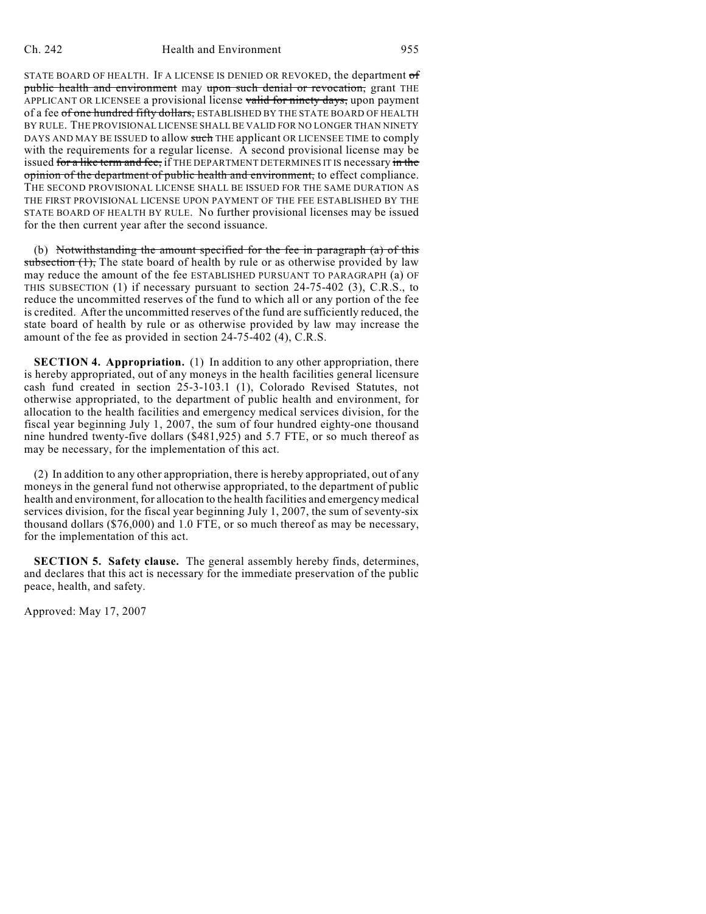STATE BOARD OF HEALTH. IF A LICENSE IS DENIED OR REVOKED, the department ~~of public health and environment~~ may ~~upon such denial or revocation,~~ grant THE APPLICANT OR LICENSEE a provisional license ~~valid for ninety days,~~ upon payment of a fee ~~of one hundred fifty dollars,~~ ESTABLISHED BY THE STATE BOARD OF HEALTH BY RULE. THE PROVISIONAL LICENSE SHALL BE VALID FOR NO LONGER THAN NINETY DAYS AND MAY BE ISSUED to allow ~~such~~ THE applicant OR LICENSEE TIME to comply with the requirements for a regular license. A second provisional license may be issued ~~for a like term and fee,~~ if THE DEPARTMENT DETERMINES IT IS necessary ~~in the opinion of the department of public health and environment,~~ to effect compliance. THE SECOND PROVISIONAL LICENSE SHALL BE ISSUED FOR THE SAME DURATION AS THE FIRST PROVISIONAL LICENSE UPON PAYMENT OF THE FEE ESTABLISHED BY THE STATE BOARD OF HEALTH BY RULE. No further provisional licenses may be issued for the then current year after the second issuance.

(b) ~~Notwithstanding the amount specified for the fee in paragraph (a) of this subsection (1),~~ The state board of health by rule or as otherwise provided by law may reduce the amount of the fee ESTABLISHED PURSUANT TO PARAGRAPH (a) OF THIS SUBSECTION (1) if necessary pursuant to section 24-75-402 (3), C.R.S., to reduce the uncommitted reserves of the fund to which all or any portion of the fee is credited. After the uncommitted reserves of the fund are sufficiently reduced, the state board of health by rule or as otherwise provided by law may increase the amount of the fee as provided in section 24-75-402 (4), C.R.S.

**SECTION 4. Appropriation.** (1) In addition to any other appropriation, there is hereby appropriated, out of any moneys in the health facilities general licensure cash fund created in section 25-3-103.1 (1), Colorado Revised Statutes, not otherwise appropriated, to the department of public health and environment, for allocation to the health facilities and emergency medical services division, for the fiscal year beginning July 1, 2007, the sum of four hundred eighty-one thousand nine hundred twenty-five dollars ($481,925) and 5.7 FTE, or so much thereof as may be necessary, for the implementation of this act.

(2) In addition to any other appropriation, there is hereby appropriated, out of any moneys in the general fund not otherwise appropriated, to the department of public health and environment, for allocation to the health facilities and emergency medical services division, for the fiscal year beginning July 1, 2007, the sum of seventy-six thousand dollars ($76,000) and 1.0 FTE, or so much thereof as may be necessary, for the implementation of this act.

**SECTION 5. Safety clause.** The general assembly hereby finds, determines, and declares that this act is necessary for the immediate preservation of the public peace, health, and safety.

Approved: May 17, 2007